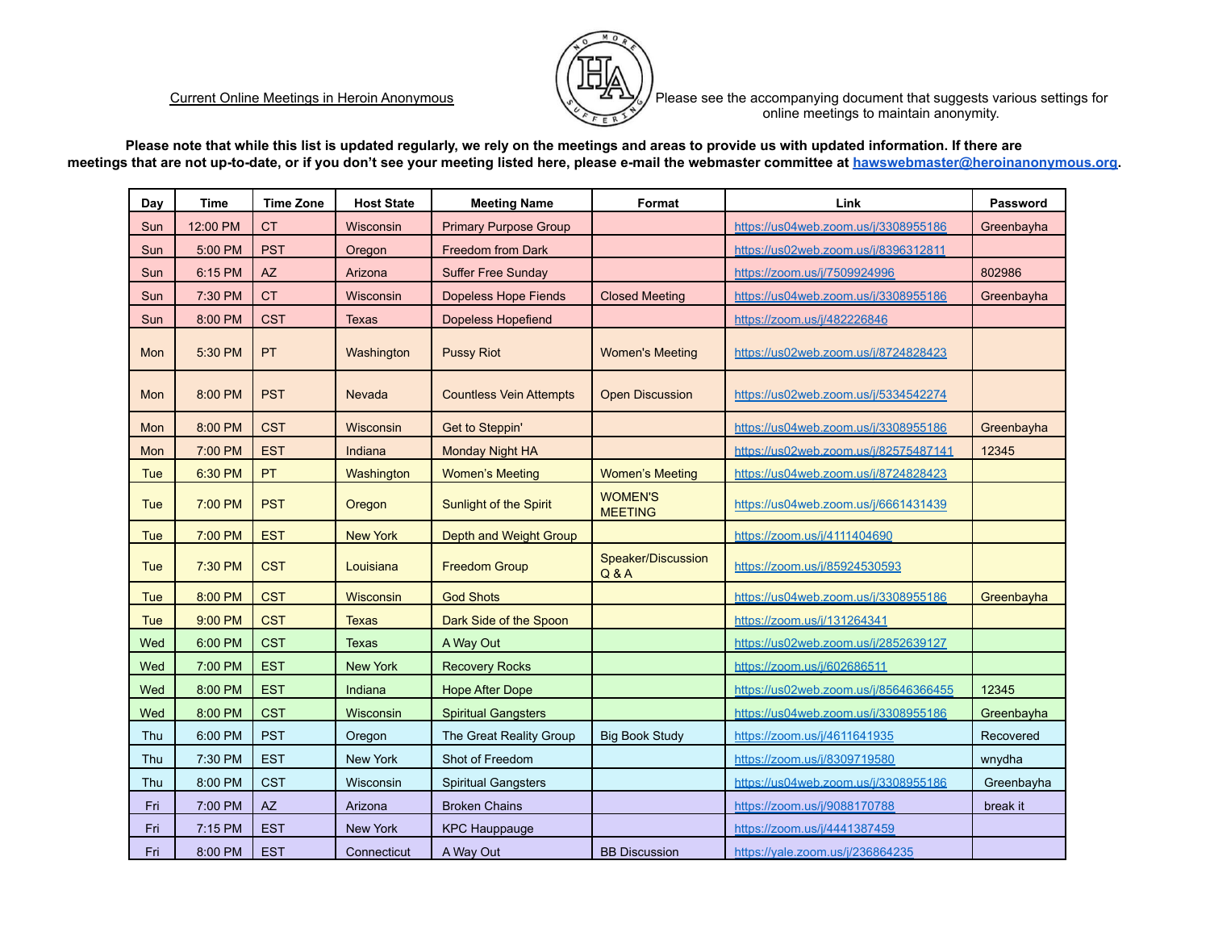Current Online Meetings in Heroin Anonymous

Please see the accompanying document that suggests various settings for online meetings to maintain anonymity.

**Please note that while this list is updated regularly, we rely on the meetings and areas to provide us with updated information. If there are meetings that are not up-to-date, or if you don't see your meeting listed here, please e-mail the webmaster committee at hawswebmaster@heroinanonymous.org.**

| Day | Time | Time Zone | Host State | Meeting Name | Format | Link | Password |
|---|---|---|---|---|---|---|---|
| Sun | 12:00 PM | CT | Wisconsin | Primary Purpose Group | | https://us04web.zoom.us/j/3308955186 | Greenbayha |
| Sun | 5:00 PM | PST | Oregon | Freedom from Dark | | https://us02web.zoom.us/j/8396312811 | |
| Sun | 6:15 PM | AZ | Arizona | Suffer Free Sunday | | https://zoom.us/j/7509924996 | 802986 |
| Sun | 7:30 PM | CT | Wisconsin | Dopeless Hope Fiends | Closed Meeting | https://us04web.zoom.us/j/3308955186 | Greenbayha |
| Sun | 8:00 PM | CST | Texas | Dopeless Hopefiend | | https://zoom.us/j/482226846 | |
| Mon | 5:30 PM | PT | Washington | Pussy Riot | Women's Meeting | https://us02web.zoom.us/j/8724828423 | |
| Mon | 8:00 PM | PST | Nevada | Countless Vein Attempts | Open Discussion | https://us02web.zoom.us/j/5334542274 | |
| Mon | 8:00 PM | CST | Wisconsin | Get to Steppin' | | https://us04web.zoom.us/j/3308955186 | Greenbayha |
| Mon | 7:00 PM | EST | Indiana | Monday Night HA | | https://us02web.zoom.us/j/82575487141 | 12345 |
| Tue | 6:30 PM | PT | Washington | Women's Meeting | Women's Meeting | https://us04web.zoom.us/j/8724828423 | |
| Tue | 7:00 PM | PST | Oregon | Sunlight of the Spirit | WOMEN'S MEETING | https://us04web.zoom.us/j/6661431439 | |
| Tue | 7:00 PM | EST | New York | Depth and Weight Group | | https://zoom.us/j/4111404690 | |
| Tue | 7:30 PM | CST | Louisiana | Freedom Group | Speaker/Discussion Q & A | https://zoom.us/j/85924530593 | |
| Tue | 8:00 PM | CST | Wisconsin | God Shots | | https://us04web.zoom.us/j/3308955186 | Greenbayha |
| Tue | 9:00 PM | CST | Texas | Dark Side of the Spoon | | https://zoom.us/j/131264341 | |
| Wed | 6:00 PM | CST | Texas | A Way Out | | https://us02web.zoom.us/j/2852639127 | |
| Wed | 7:00 PM | EST | New York | Recovery Rocks | | https://zoom.us/j/602686511 | |
| Wed | 8:00 PM | EST | Indiana | Hope After Dope | | https://us02web.zoom.us/j/85646366455 | 12345 |
| Wed | 8:00 PM | CST | Wisconsin | Spiritual Gangsters | | https://us04web.zoom.us/j/3308955186 | Greenbayha |
| Thu | 6:00 PM | PST | Oregon | The Great Reality Group | Big Book Study | https://zoom.us/j/4611641935 | Recovered |
| Thu | 7:30 PM | EST | New York | Shot of Freedom | | https://zoom.us/j/8309719580 | wnydha |
| Thu | 8:00 PM | CST | Wisconsin | Spiritual Gangsters | | https://us04web.zoom.us/j/3308955186 | Greenbayha |
| Fri | 7:00 PM | AZ | Arizona | Broken Chains | | https://zoom.us/j/9088170788 | break it |
| Fri | 7:15 PM | EST | New York | KPC Hauppauge | | https://zoom.us/j/4441387459 | |
| Fri | 8:00 PM | EST | Connecticut | A Way Out | BB Discussion | https://yale.zoom.us/j/236864235 | |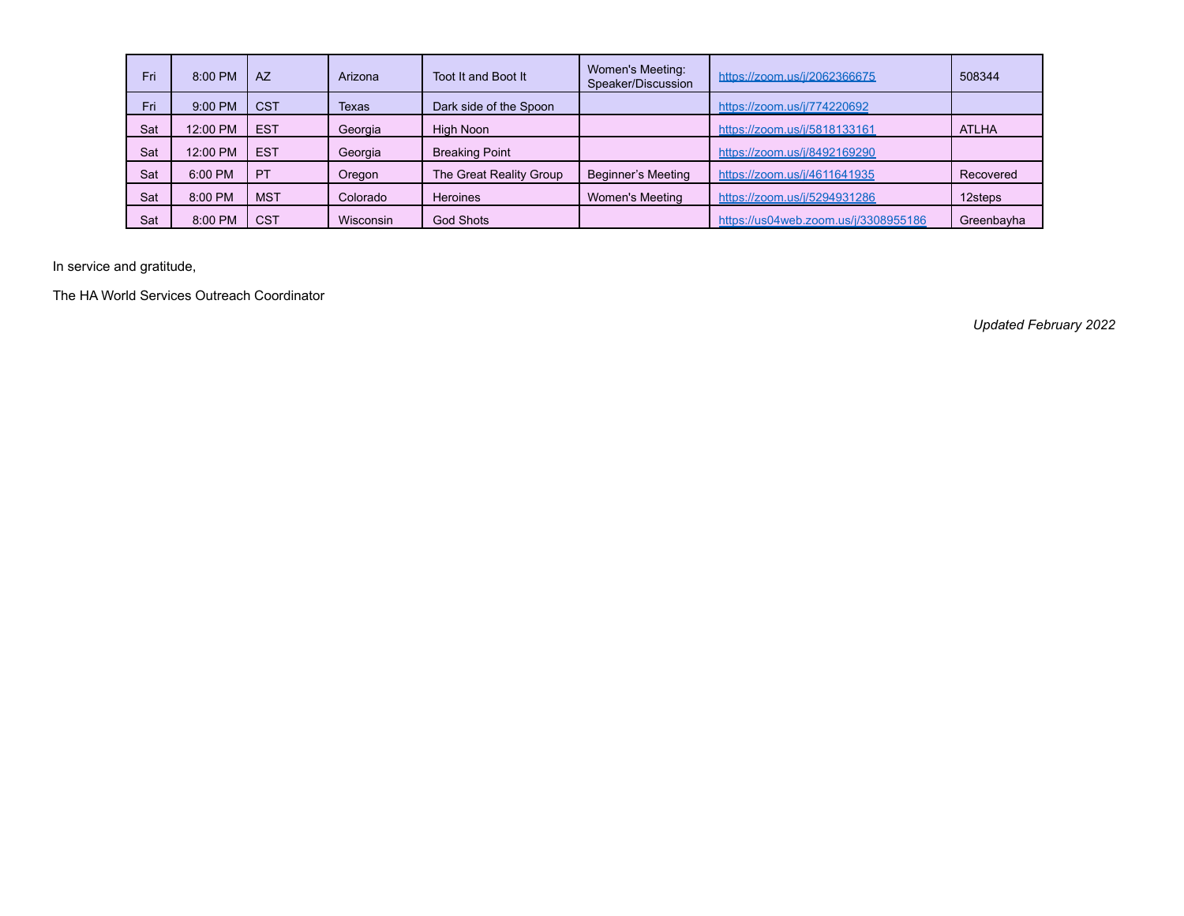| | | | | | | | |
|---|---|---|---|---|---|---|---|
| Fri | 8:00 PM | AZ | Arizona | Toot It and Boot It | Women's Meeting: Speaker/Discussion | https://zoom.us/j/2062366675 | 508344 |
| Fri | 9:00 PM | CST | Texas | Dark side of the Spoon | | https://zoom.us/j/774220692 | |
| Sat | 12:00 PM | EST | Georgia | High Noon | | https://zoom.us/j/5818133161 | ATLHA |
| Sat | 12:00 PM | EST | Georgia | Breaking Point | | https://zoom.us/j/8492169290 | |
| Sat | 6:00 PM | PT | Oregon | The Great Reality Group | Beginner's Meeting | https://zoom.us/j/4611641935 | Recovered |
| Sat | 8:00 PM | MST | Colorado | Heroines | Women's Meeting | https://zoom.us/j/5294931286 | 12steps |
| Sat | 8:00 PM | CST | Wisconsin | God Shots | | https://us04web.zoom.us/j/3308955186 | Greenbayha |

In service and gratitude,

The HA World Services Outreach Coordinator

*Updated February 2022*